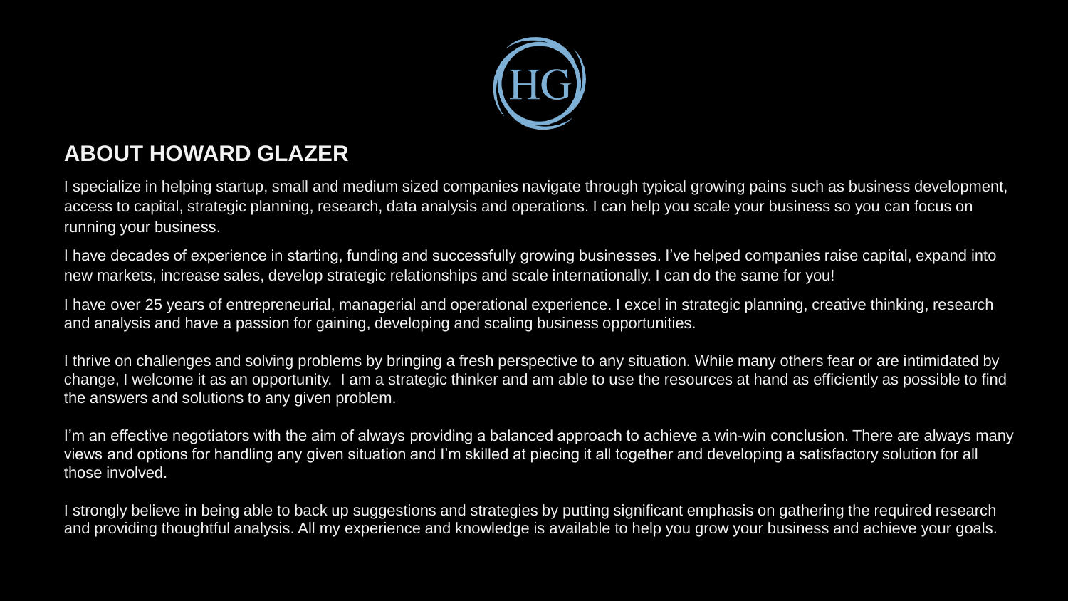# ABOUT HOWARD GLAZER

I specialize in helping startup, small and medium sized companies navigate through typical growing pains such as business development, access to capital, strategic planning, research, data analysis and operations. I can help you scale your business so you can focus on running your business.

I have decades of experience in starting, funding and successfully growing businesses. I've helped companies raise capital, expand into new markets, increase sales, develop strategic relationships and scale internationally. I can do the same for you!

I have over 25 years of entrepreneurial, managerial and operational experience. I excel in strategic planning, creative thinking, research and analysis and have a passion for gaining, developing and scaling business opportunities.

I thrive on challenges and solving problems by bringing a fresh perspective to any situation. While many others fear or are intimidated by change, I welcome it as an opportunity. I am a strategic thinker and am able to use the resources at hand as efficiently as possible to find the answers and solutions to any given problem.

I'm an effective negotiators with the aim of always providing a balanced approach to achieve a win-win conclusion. There are always many views and options for handling any given situation and I'm skilled at piecing it all together and developing a satisfactory solution for all those involved.

I strongly believe in being able to back up suggestions and strategies by putting significant emphasis on gathering the required research and providing thoughtful analysis. All my experience and knowledge is available to help you grow your business and achieve your goals.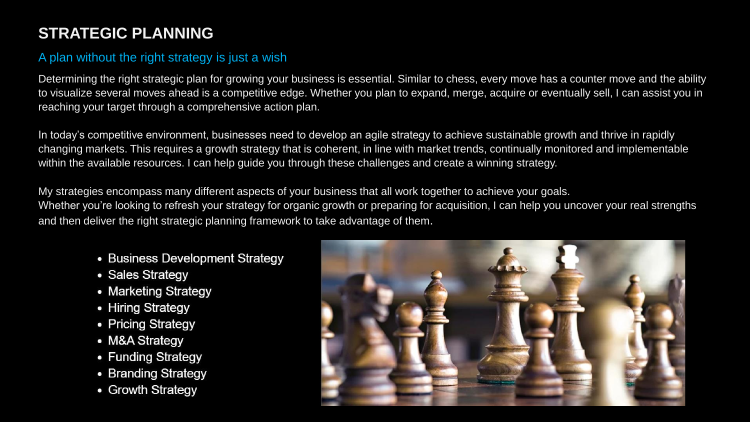# STRATEGIC PLANNING

## A plan without the right strategy is just a wish

Determining the right strategic plan for growing your business is essential. Similar to chess, every move has a counter move and the ability to visualize several moves ahead is a competitive edge. Whether you plan to expand, merge, acquire or eventually sell, I can assist you in reaching your target through a comprehensive action plan.

In today's competitive environment, businesses need to develop an agile strategy to achieve sustainable growth and thrive in rapidly changing markets. This requires a growth strategy that is coherent, in line with market trends, continually monitored and implementable within the available resources. I can help guide you through these challenges and create a winning strategy.

My strategies encompass many different aspects of your business that all work together to achieve your goals.
Whether you're looking to refresh your strategy for organic growth or preparing for acquisition, I can help you uncover your real strengths and then deliver the right strategic planning framework to take advantage of them.

- Business Development Strategy
- Sales Strategy
- Marketing Strategy
- Hiring Strategy
- Pricing Strategy
- M&A Strategy
- Funding Strategy
- Branding Strategy
- Growth Strategy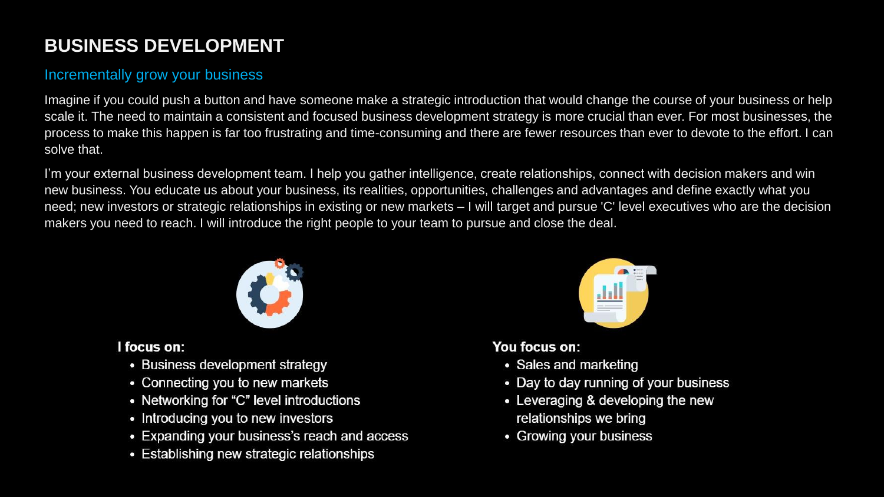# BUSINESS DEVELOPMENT

## Incrementally grow your business

Imagine if you could push a button and have someone make a strategic introduction that would change the course of your business or help scale it. The need to maintain a consistent and focused business development strategy is more crucial than ever. For most businesses, the process to make this happen is far too frustrating and time-consuming and there are fewer resources than ever to devote to the effort. I can solve that.

I'm your external business development team. I help you gather intelligence, create relationships, connect with decision makers and win new business. You educate us about your business, its realities, opportunities, challenges and advantages and define exactly what you need; new investors or strategic relationships in existing or new markets – I will target and pursue 'C' level executives who are the decision makers you need to reach. I will introduce the right people to your team to pursue and close the deal.

**I focus on:**

- Business development strategy
- Connecting you to new markets
- Networking for "C" level introductions
- Introducing you to new investors
- Expanding your business's reach and access
- Establishing new strategic relationships

**You focus on:**

- Sales and marketing
- Day to day running of your business
- Leveraging & developing the new relationships we bring
- Growing your business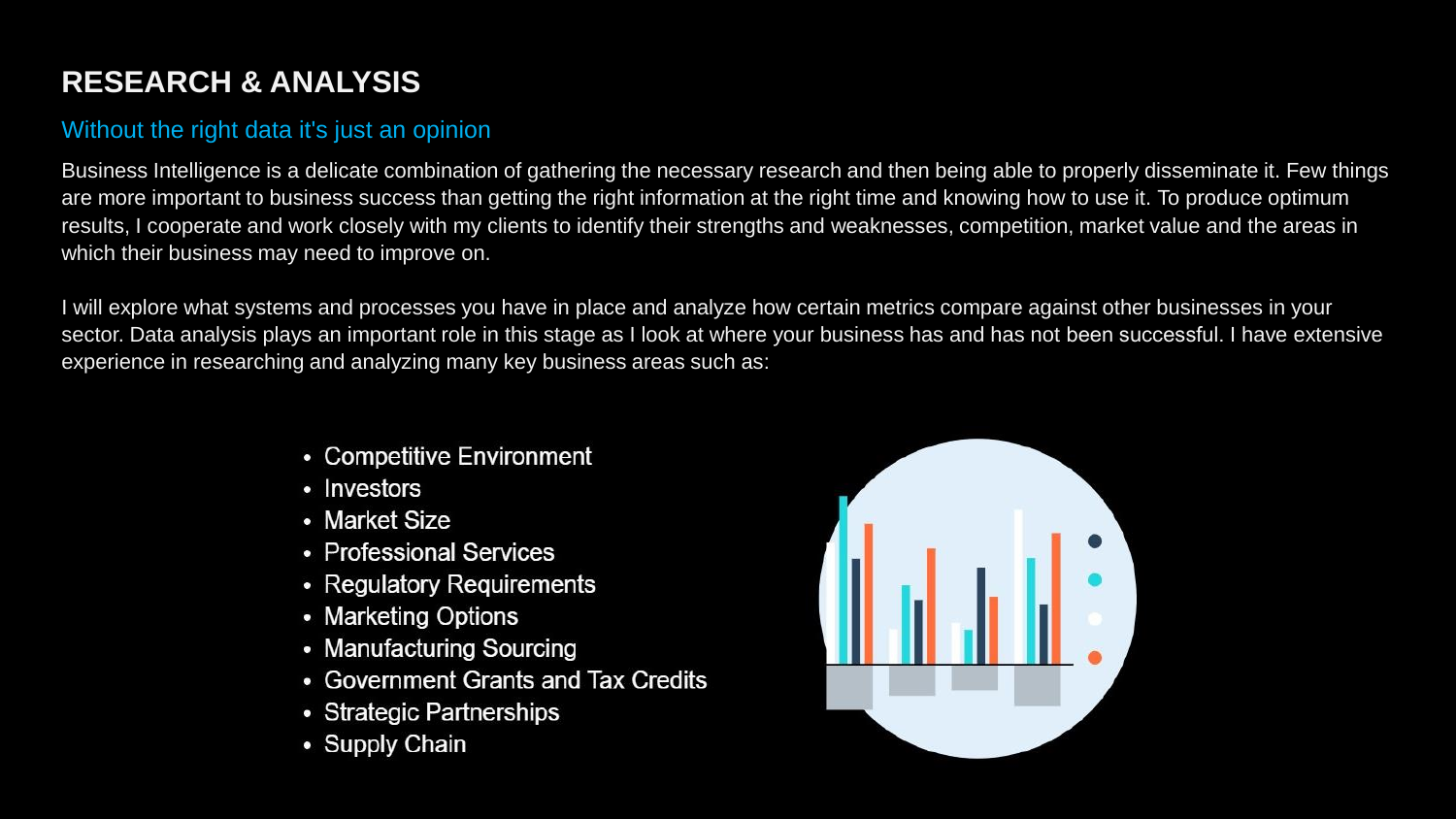## RESEARCH & ANALYSIS

### Without the right data it's just an opinion

Business Intelligence is a delicate combination of gathering the necessary research and then being able to properly disseminate it. Few things are more important to business success than getting the right information at the right time and knowing how to use it. To produce optimum results, I cooperate and work closely with my clients to identify their strengths and weaknesses, competition, market value and the areas in which their business may need to improve on.

I will explore what systems and processes you have in place and analyze how certain metrics compare against other businesses in your sector. Data analysis plays an important role in this stage as I look at where your business has and has not been successful. I have extensive experience in researching and analyzing many key business areas such as:

- Competitive Environment
- Investors
- Market Size
- Professional Services
- Regulatory Requirements
- Marketing Options
- Manufacturing Sourcing
- Government Grants and Tax Credits
- Strategic Partnerships
- Supply Chain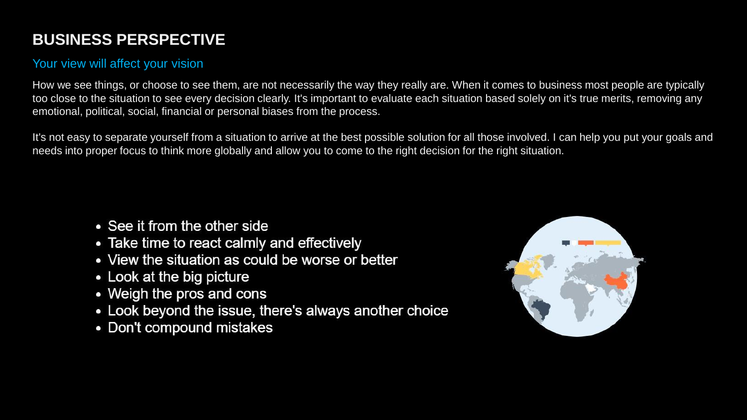# BUSINESS PERSPECTIVE

## Your view will affect your vision

How we see things, or choose to see them, are not necessarily the way they really are. When it comes to business most people are typically too close to the situation to see every decision clearly. It's important to evaluate each situation based solely on it's true merits, removing any emotional, political, social, financial or personal biases from the process.

It's not easy to separate yourself from a situation to arrive at the best possible solution for all those involved. I can help you put your goals and needs into proper focus to think more globally and allow you to come to the right decision for the right situation.

- See it from the other side
- Take time to react calmly and effectively
- View the situation as could be worse or better
- Look at the big picture
- Weigh the pros and cons
- Look beyond the issue, there's always another choice
- Don't compound mistakes